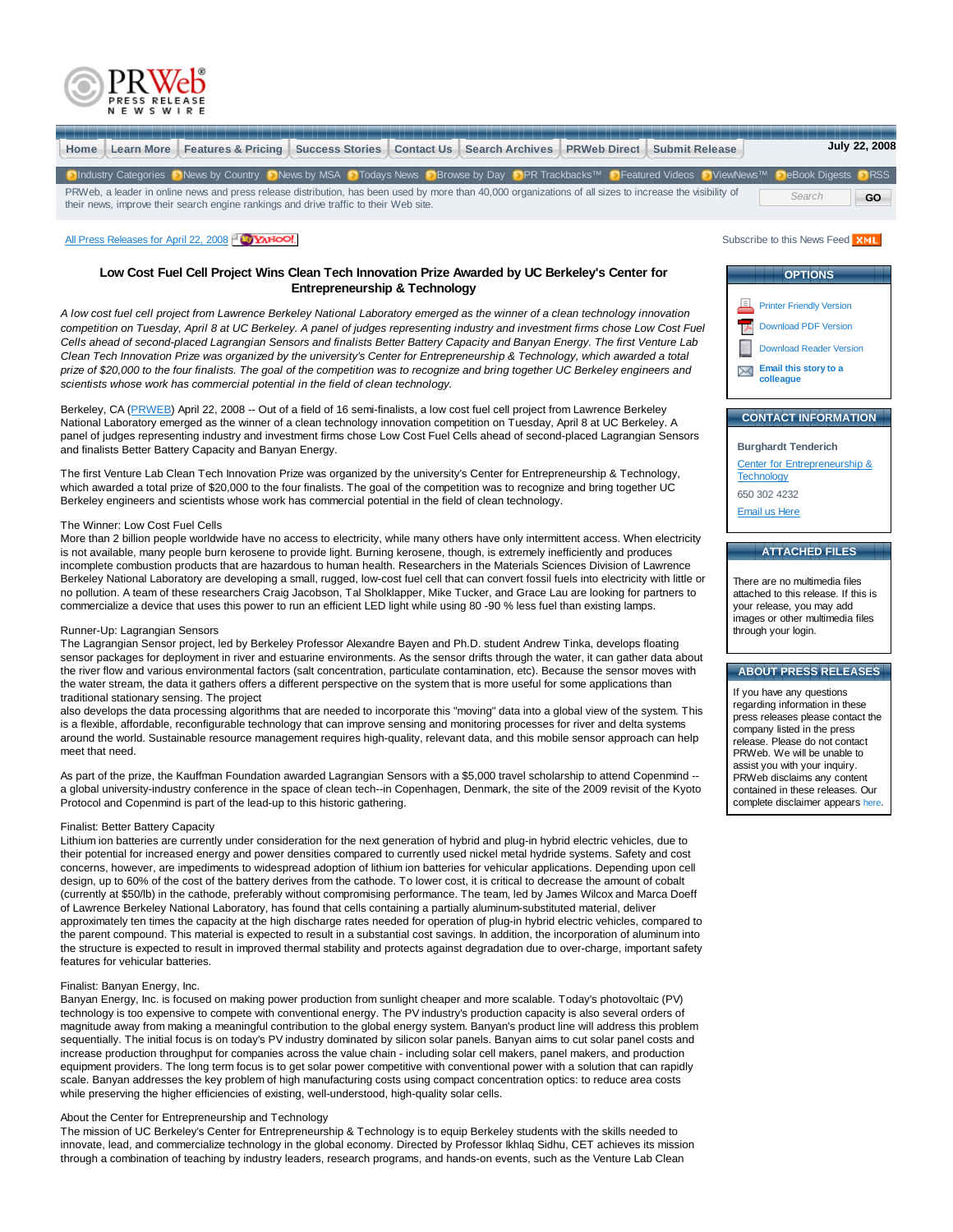PRWeb PRESS RELEASE NEWSWIRE

Home | Learn More | Features & Pricing | Success Stories | Contact Us | Search Archives | PRWeb Direct | Submit Release

July 22, 2008

Industry Categories | News by Country | News by MSA | Todays News | Browse by Day | PR Trackbacks™ | Featured Videos | ViewNews™ | eBook Digests | RSS

PRWeb, a leader in online news and press release distribution, has been used by more than 40,000 organizations of all sizes to increase the visibility of their news, improve their search engine rankings and drive traffic to their Web site.

All Press Releases for April 22, 2008

Subscribe to this News Feed XML

# Low Cost Fuel Cell Project Wins Clean Tech Innovation Prize Awarded by UC Berkeley's Center for Entrepreneurship & Technology

*A low cost fuel cell project from Lawrence Berkeley National Laboratory emerged as the winner of a clean technology innovation competition on Tuesday, April 8 at UC Berkeley. A panel of judges representing industry and investment firms chose Low Cost Fuel Cells ahead of second-placed Lagrangian Sensors and finalists Better Battery Capacity and Banyan Energy. The first Venture Lab Clean Tech Innovation Prize was organized by the university's Center for Entrepreneurship & Technology, which awarded a total prize of $20,000 to the four finalists. The goal of the competition was to recognize and bring together UC Berkeley engineers and scientists whose work has commercial potential in the field of clean technology.*

Berkeley, CA (PRWEB) April 22, 2008 -- Out of a field of 16 semi-finalists, a low cost fuel cell project from Lawrence Berkeley National Laboratory emerged as the winner of a clean technology innovation competition on Tuesday, April 8 at UC Berkeley. A panel of judges representing industry and investment firms chose Low Cost Fuel Cells ahead of second-placed Lagrangian Sensors and finalists Better Battery Capacity and Banyan Energy.

The first Venture Lab Clean Tech Innovation Prize was organized by the university's Center for Entrepreneurship & Technology, which awarded a total prize of $20,000 to the four finalists. The goal of the competition was to recognize and bring together UC Berkeley engineers and scientists whose work has commercial potential in the field of clean technology.

The Winner: Low Cost Fuel Cells
More than 2 billion people worldwide have no access to electricity, while many others have only intermittent access. When electricity is not available, many people burn kerosene to provide light. Burning kerosene, though, is extremely inefficiently and produces incomplete combustion products that are hazardous to human health. Researchers in the Materials Sciences Division of Lawrence Berkeley National Laboratory are developing a small, rugged, low-cost fuel cell that can convert fossil fuels into electricity with little or no pollution. A team of these researchers Craig Jacobson, Tal Sholklapper, Mike Tucker, and Grace Lau are looking for partners to commercialize a device that uses this power to run an efficient LED light while using 80 -90 % less fuel than existing lamps.

Runner-Up: Lagrangian Sensors
The Lagrangian Sensor project, led by Berkeley Professor Alexandre Bayen and Ph.D. student Andrew Tinka, develops floating sensor packages for deployment in river and estuarine environments. As the sensor drifts through the water, it can gather data about the river flow and various environmental factors (salt concentration, particulate contamination, etc). Because the sensor moves with the water stream, the data it gathers offers a different perspective on the system that is more useful for some applications than traditional stationary sensing. The project
also develops the data processing algorithms that are needed to incorporate this "moving" data into a global view of the system. This is a flexible, affordable, reconfigurable technology that can improve sensing and monitoring processes for river and delta systems around the world. Sustainable resource management requires high-quality, relevant data, and this mobile sensor approach can help meet that need.

As part of the prize, the Kauffman Foundation awarded Lagrangian Sensors with a $5,000 travel scholarship to attend Copenmind -- a global university-industry conference in the space of clean tech--in Copenhagen, Denmark, the site of the 2009 revisit of the Kyoto Protocol and Copenmind is part of the lead-up to this historic gathering.

Finalist: Better Battery Capacity
Lithium ion batteries are currently under consideration for the next generation of hybrid and plug-in hybrid electric vehicles, due to their potential for increased energy and power densities compared to currently used nickel metal hydride systems. Safety and cost concerns, however, are impediments to widespread adoption of lithium ion batteries for vehicular applications. Depending upon cell design, up to 60% of the cost of the battery derives from the cathode. To lower cost, it is critical to decrease the amount of cobalt (currently at $50/lb) in the cathode, preferably without compromising performance. The team, led by James Wilcox and Marca Doeff of Lawrence Berkeley National Laboratory, has found that cells containing a partially aluminum-substituted material, deliver approximately ten times the capacity at the high discharge rates needed for operation of plug-in hybrid electric vehicles, compared to the parent compound. This material is expected to result in a substantial cost savings. In addition, the incorporation of aluminum into the structure is expected to result in improved thermal stability and protects against degradation due to over-charge, important safety features for vehicular batteries.

Finalist: Banyan Energy, Inc.
Banyan Energy, Inc. is focused on making power production from sunlight cheaper and more scalable. Today's photovoltaic (PV) technology is too expensive to compete with conventional energy. The PV industry's production capacity is also several orders of magnitude away from making a meaningful contribution to the global energy system. Banyan's product line will address this problem sequentially. The initial focus is on today's PV industry dominated by silicon solar panels. Banyan aims to cut solar panel costs and increase production throughput for companies across the value chain - including solar cell makers, panel makers, and production equipment providers. The long term focus is to get solar power competitive with conventional power with a solution that can rapidly scale. Banyan addresses the key problem of high manufacturing costs using compact concentration optics: to reduce area costs while preserving the higher efficiencies of existing, well-understood, high-quality solar cells.

About the Center for Entrepreneurship and Technology
The mission of UC Berkeley's Center for Entrepreneurship & Technology is to equip Berkeley students with the skills needed to innovate, lead, and commercialize technology in the global economy. Directed by Professor Ikhlaq Sidhu, CET achieves its mission through a combination of teaching by industry leaders, research programs, and hands-on events, such as the Venture Lab Clean

## OPTIONS

- Printer Friendly Version
- Download PDF Version
- Download Reader Version
- **Email this story to a colleague**

## CONTACT INFORMATION

**Burghardt Tenderich**
Center for Entrepreneurship & Technology
650 302 4232
Email us Here

## ATTACHED FILES

There are no multimedia files attached to this release. If this is your release, you may add images or other multimedia files through your login.

## ABOUT PRESS RELEASES

If you have any questions regarding information in these press releases please contact the company listed in the press release. Please do not contact PRWeb. We will be unable to assist you with your inquiry. PRWeb disclaims any content contained in these releases. Our complete disclaimer appears here.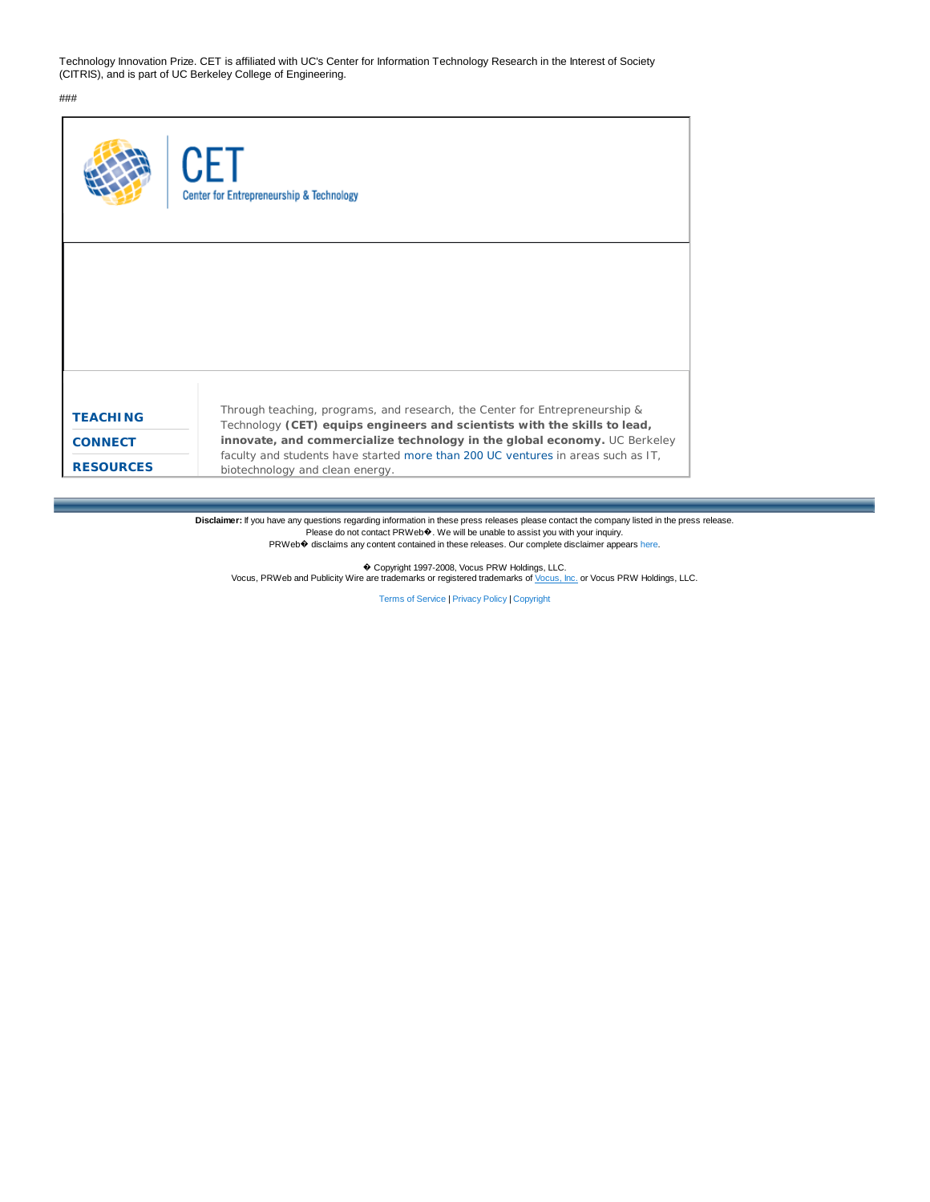Technology Innovation Prize. CET is affiliated with UC's Center for Information Technology Research in the Interest of Society (CITRIS), and is part of UC Berkeley College of Engineering.

###

CET
Center for Entrepreneurship & Technology

**TEACHING**

**CONNECT**

**RESOURCES**

Through teaching, programs, and research, the Center for Entrepreneurship & Technology **(CET) equips engineers and scientists with the skills to lead, innovate, and commercialize technology in the global economy.** UC Berkeley faculty and students have started more than 200 UC ventures in areas such as IT, biotechnology and clean energy.

**Disclaimer:** If you have any questions regarding information in these press releases please contact the company listed in the press release.
Please do not contact PRWeb�. We will be unable to assist you with your inquiry.
PRWeb� disclaims any content contained in these releases. Our complete disclaimer appears here.

� Copyright 1997-2008, Vocus PRW Holdings, LLC.
Vocus, PRWeb and Publicity Wire are trademarks or registered trademarks of Vocus, Inc. or Vocus PRW Holdings, LLC.

Terms of Service | Privacy Policy | Copyright